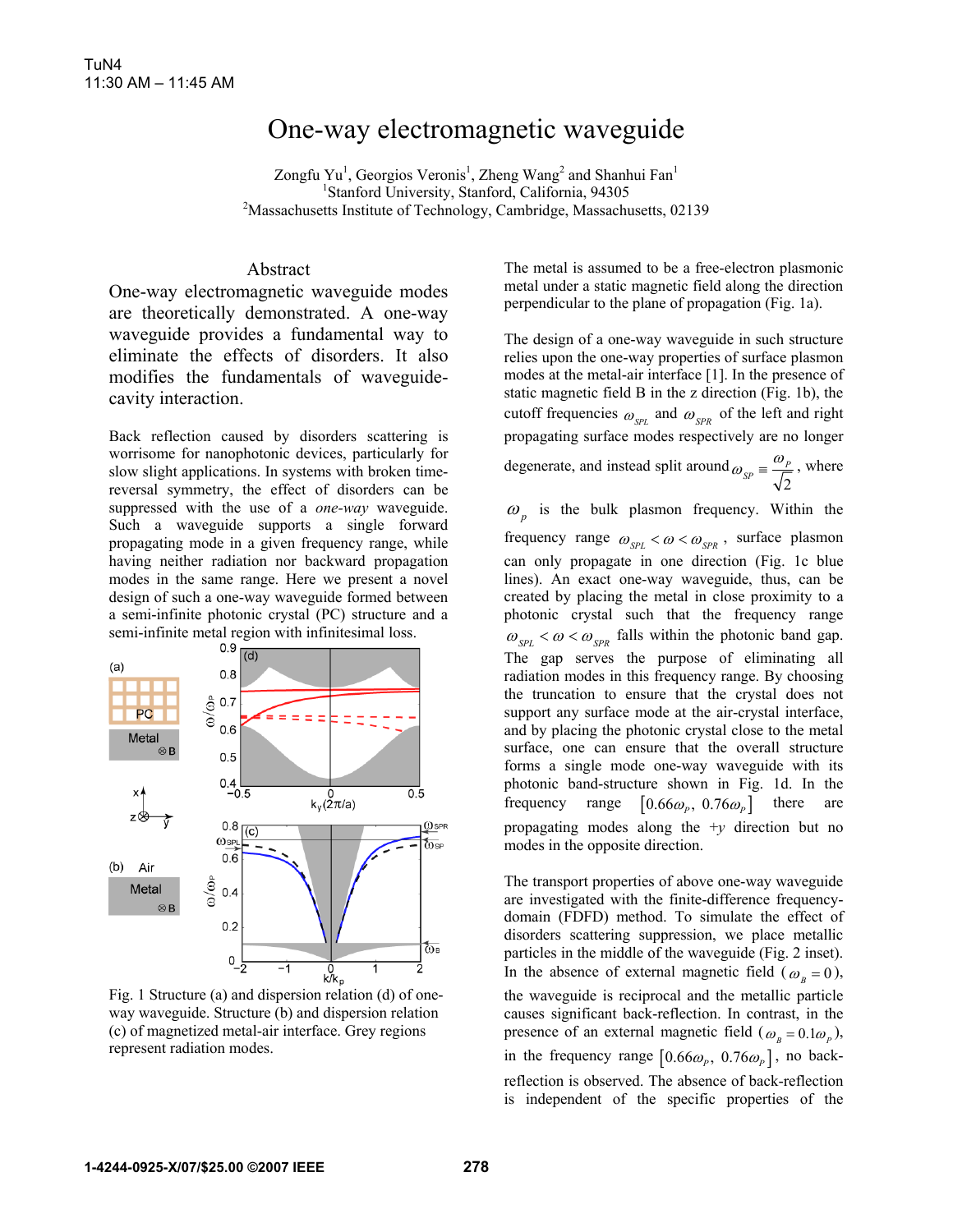TuN4
11:30 AM – 11:45 AM

# One-way electromagnetic waveguide

Zongfu Yu[1], Georgios Veronis[1], Zheng Wang[2] and Shanhui Fan[1]
[1]Stanford University, Stanford, California, 94305
[2]Massachusetts Institute of Technology, Cambridge, Massachusetts, 02139

## Abstract

One-way electromagnetic waveguide modes are theoretically demonstrated. A one-way waveguide provides a fundamental way to eliminate the effects of disorders. It also modifies the fundamentals of waveguide-cavity interaction.

Back reflection caused by disorders scattering is worrisome for nanophotonic devices, particularly for slow slight applications. In systems with broken time-reversal symmetry, the effect of disorders can be suppressed with the use of a *one-way* waveguide. Such a waveguide supports a single forward propagating mode in a given frequency range, while having neither radiation nor backward propagation modes in the same range. Here we present a novel design of such a one-way waveguide formed between a semi-infinite photonic crystal (PC) structure and a semi-infinite metal region with infinitesimal loss.

Fig. 1 Structure (a) and dispersion relation (d) of one-way waveguide. Structure (b) and dispersion relation (c) of magnetized metal-air interface. Grey regions represent radiation modes.

The metal is assumed to be a free-electron plasmonic metal under a static magnetic field along the direction perpendicular to the plane of propagation (Fig. 1a).

The design of a one-way waveguide in such structure relies upon the one-way properties of surface plasmon modes at the metal-air interface [1]. In the presence of static magnetic field B in the z direction (Fig. 1b), the cutoff frequencies $\omega_{SPL}$ and $\omega_{SPR}$ of the left and right propagating surface modes respectively are no longer degenerate, and instead split around $\omega_{SP} \equiv \frac{\omega_P}{\sqrt{2}}$, where $\omega_p$ is the bulk plasmon frequency. Within the frequency range $\omega_{SPL} < \omega < \omega_{SPR}$, surface plasmon can only propagate in one direction (Fig. 1c blue lines). An exact one-way waveguide, thus, can be created by placing the metal in close proximity to a photonic crystal such that the frequency range $\omega_{SPL} < \omega < \omega_{SPR}$ falls within the photonic band gap. The gap serves the purpose of eliminating all radiation modes in this frequency range. By choosing the truncation to ensure that the crystal does not support any surface mode at the air-crystal interface, and by placing the photonic crystal close to the metal surface, one can ensure that the overall structure forms a single mode one-way waveguide with its photonic band-structure shown in Fig. 1d. In the frequency range $[0.66\omega_P,\ 0.76\omega_P]$ there are propagating modes along the $+y$ direction but no modes in the opposite direction.

The transport properties of above one-way waveguide are investigated with the finite-difference frequency-domain (FDFD) method. To simulate the effect of disorders scattering suppression, we place metallic particles in the middle of the waveguide (Fig. 2 inset). In the absence of external magnetic field ($\omega_B = 0$), the waveguide is reciprocal and the metallic particle causes significant back-reflection. In contrast, in the presence of an external magnetic field ($\omega_B = 0.1\omega_P$), in the frequency range $[0.66\omega_P,\ 0.76\omega_P]$, no back-reflection is observed. The absence of back-reflection is independent of the specific properties of the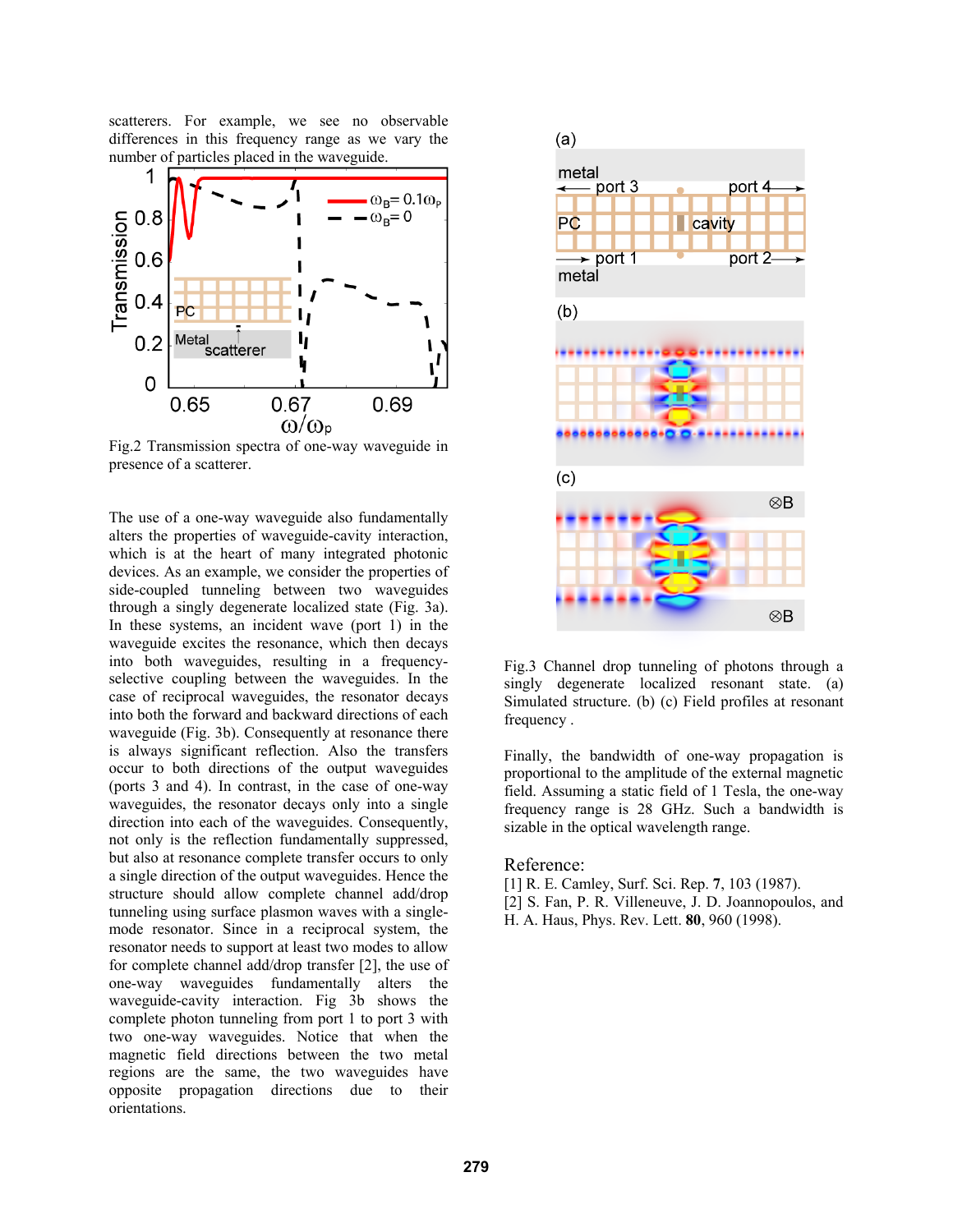scatterers. For example, we see no observable differences in this frequency range as we vary the number of particles placed in the waveguide.

1
0.8
0.6
0.4
0.2
0
Transmission
$\omega_B = 0.1\omega_p$
$\omega_B = 0$
PC
Metal
scatterer
0.65
0.67
0.69
$\omega/\omega_p$

Fig.2 Transmission spectra of one-way waveguide in presence of a scatterer.

The use of a one-way waveguide also fundamentally alters the properties of waveguide-cavity interaction, which is at the heart of many integrated photonic devices. As an example, we consider the properties of side-coupled tunneling between two waveguides through a singly degenerate localized state (Fig. 3a). In these systems, an incident wave (port 1) in the waveguide excites the resonance, which then decays into both waveguides, resulting in a frequency-selective coupling between the waveguides. In the case of reciprocal waveguides, the resonator decays into both the forward and backward directions of each waveguide (Fig. 3b). Consequently at resonance there is always significant reflection. Also the transfers occur to both directions of the output waveguides (ports 3 and 4). In contrast, in the case of one-way waveguides, the resonator decays only into a single direction into each of the waveguides. Consequently, not only is the reflection fundamentally suppressed, but also at resonance complete transfer occurs to only a single direction of the output waveguides. Hence the structure should allow complete channel add/drop tunneling using surface plasmon waves with a single-mode resonator. Since in a reciprocal system, the resonator needs to support at least two modes to allow for complete channel add/drop transfer [2], the use of one-way waveguides fundamentally alters the waveguide-cavity interaction. Fig 3b shows the complete photon tunneling from port 1 to port 3 with two one-way waveguides. Notice that when the magnetic field directions between the two metal regions are the same, the two waveguides have opposite propagation directions due to their orientations.

(a)
metal
port 3
port 4
PC
cavity
port 1
port 2
metal
(b)
(c)
⊗B
⊗B

Fig.3 Channel drop tunneling of photons through a singly degenerate localized resonant state. (a) Simulated structure. (b) (c) Field profiles at resonant frequency .

Finally, the bandwidth of one-way propagation is proportional to the amplitude of the external magnetic field. Assuming a static field of 1 Tesla, the one-way frequency range is 28 GHz. Such a bandwidth is sizable in the optical wavelength range.

## Reference:

[1] R. E. Camley, Surf. Sci. Rep. **7**, 103 (1987).

[2] S. Fan, P. R. Villeneuve, J. D. Joannopoulos, and H. A. Haus, Phys. Rev. Lett. **80**, 960 (1998).